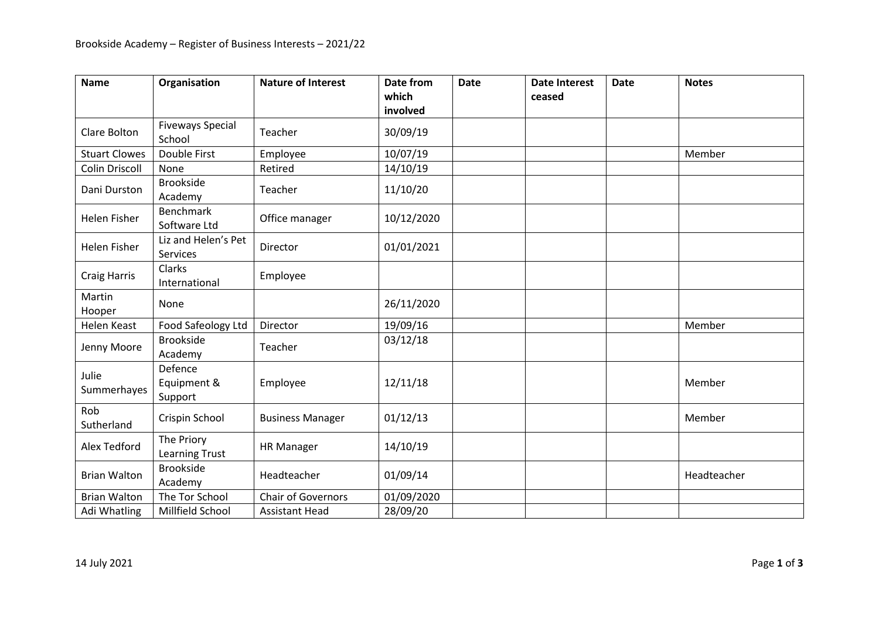Brookside Academy – Register of Business Interests – 2021/22

| Name | Organisation | Nature of Interest | Date from which involved | Date | Date Interest ceased | Date | Notes |
|---|---|---|---|---|---|---|---|
| Clare Bolton | Fiveways Special School | Teacher | 30/09/19 | | | | |
| Stuart Clowes | Double First | Employee | 10/07/19 | | | | Member |
| Colin Driscoll | None | Retired | 14/10/19 | | | | |
| Dani Durston | Brookside Academy | Teacher | 11/10/20 | | | | |
| Helen Fisher | Benchmark Software Ltd | Office manager | 10/12/2020 | | | | |
| Helen Fisher | Liz and Helen's Pet Services | Director | 01/01/2021 | | | | |
| Craig Harris | Clarks International | Employee | | | | | |
| Martin Hooper | None | | 26/11/2020 | | | | |
| Helen Keast | Food Safeology Ltd | Director | 19/09/16 | | | | Member |
| Jenny Moore | Brookside Academy | Teacher | 03/12/18 | | | | |
| Julie Summerhayes | Defence Equipment & Support | Employee | 12/11/18 | | | | Member |
| Rob Sutherland | Crispin School | Business Manager | 01/12/13 | | | | Member |
| Alex Tedford | The Priory Learning Trust | HR Manager | 14/10/19 | | | | |
| Brian Walton | Brookside Academy | Headteacher | 01/09/14 | | | | Headteacher |
| Brian Walton | The Tor School | Chair of Governors | 01/09/2020 | | | | |
| Adi Whatling | Millfield School | Assistant Head | 28/09/20 | | | | |

14 July 2021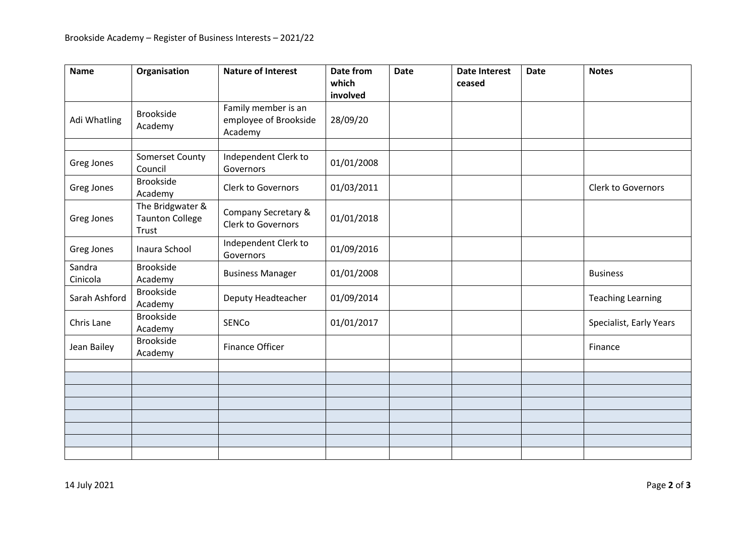Brookside Academy – Register of Business Interests – 2021/22

| Name | Organisation | Nature of Interest | Date from which involved | Date | Date Interest ceased | Date | Notes |
|---|---|---|---|---|---|---|---|
| Adi Whatling | Brookside Academy | Family member is an employee of Brookside Academy | 28/09/20 | | | | |
| | | | | | | | |
| Greg Jones | Somerset County Council | Independent Clerk to Governors | 01/01/2008 | | | | |
| Greg Jones | Brookside Academy | Clerk to Governors | 01/03/2011 | | | | Clerk to Governors |
| Greg Jones | The Bridgwater & Taunton College Trust | Company Secretary & Clerk to Governors | 01/01/2018 | | | | |
| Greg Jones | Inaura School | Independent Clerk to Governors | 01/09/2016 | | | | |
| Sandra Cinicola | Brookside Academy | Business Manager | 01/01/2008 | | | | Business |
| Sarah Ashford | Brookside Academy | Deputy Headteacher | 01/09/2014 | | | | Teaching Learning |
| Chris Lane | Brookside Academy | SENCo | 01/01/2017 | | | | Specialist, Early Years |
| Jean Bailey | Brookside Academy | Finance Officer | | | | | Finance |
| | | | | | | | |
| | | | | | | | |
| | | | | | | | |
| | | | | | | | |
| | | | | | | | |
| | | | | | | | |
| | | | | | | | |
| | | | | | | | |

14 July 2021